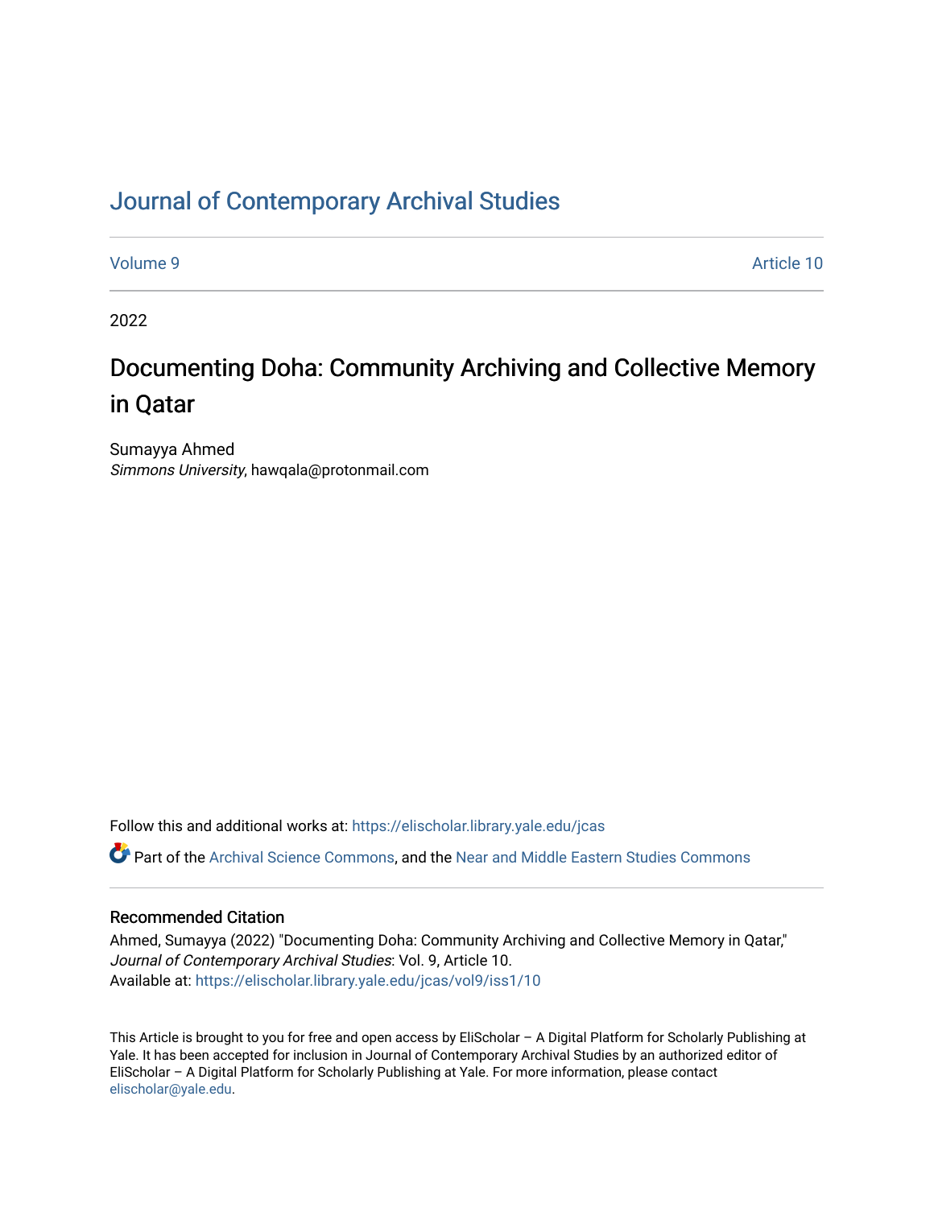# Journal of Contemporary Archival Studies

Volume 9 Article 10

2022

## Documenting Doha: Community Archiving and Collective Memory in Qatar

Sumayya Ahmed
*Simmons University*, hawqala@protonmail.com

Follow this and additional works at: https://elischolar.library.yale.edu/jcas

Part of the Archival Science Commons, and the Near and Middle Eastern Studies Commons

### Recommended Citation

Ahmed, Sumayya (2022) "Documenting Doha: Community Archiving and Collective Memory in Qatar," *Journal of Contemporary Archival Studies*: Vol. 9, Article 10.
Available at: https://elischolar.library.yale.edu/jcas/vol9/iss1/10

This Article is brought to you for free and open access by EliScholar – A Digital Platform for Scholarly Publishing at Yale. It has been accepted for inclusion in Journal of Contemporary Archival Studies by an authorized editor of EliScholar – A Digital Platform for Scholarly Publishing at Yale. For more information, please contact elischolar@yale.edu.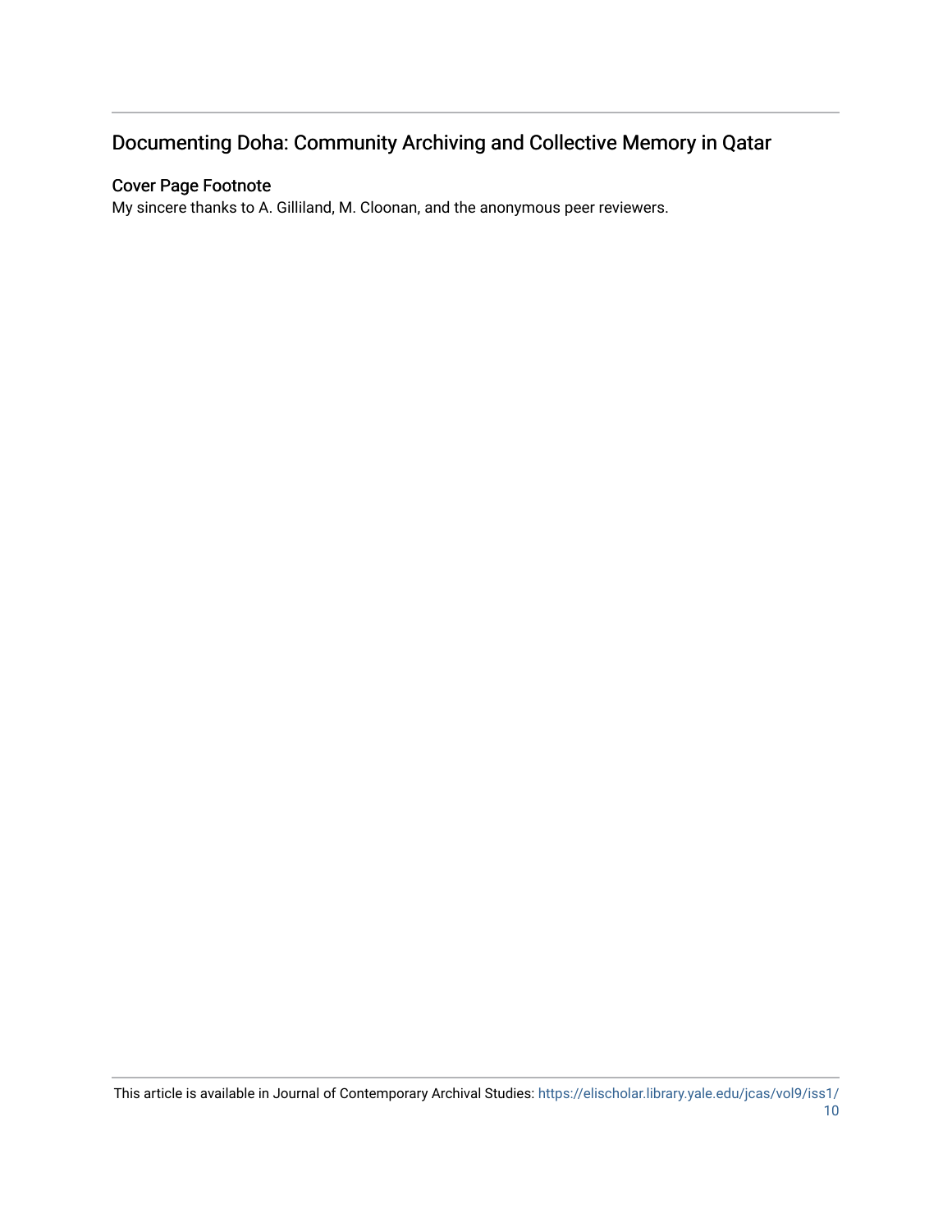## Documenting Doha: Community Archiving and Collective Memory in Qatar

### Cover Page Footnote

My sincere thanks to A. Gilliland, M. Cloonan, and the anonymous peer reviewers.

This article is available in Journal of Contemporary Archival Studies: https://elischolar.library.yale.edu/jcas/vol9/iss1/10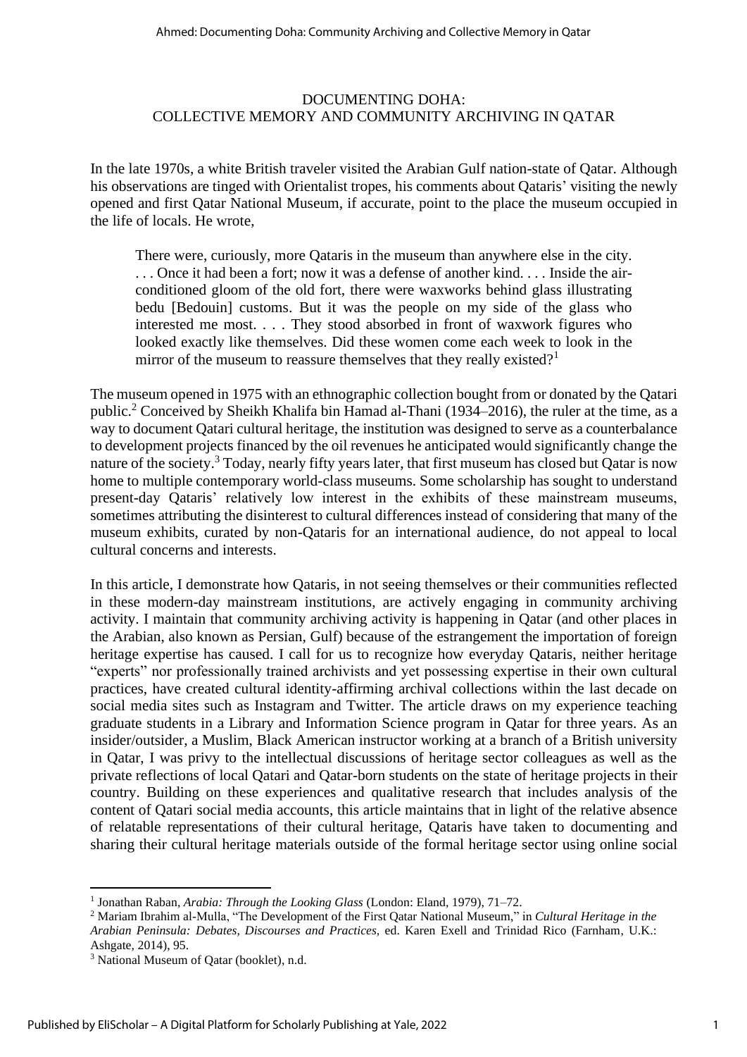# DOCUMENTING DOHA:
# COLLECTIVE MEMORY AND COMMUNITY ARCHIVING IN QATAR

In the late 1970s, a white British traveler visited the Arabian Gulf nation-state of Qatar. Although his observations are tinged with Orientalist tropes, his comments about Qataris' visiting the newly opened and first Qatar National Museum, if accurate, point to the place the museum occupied in the life of locals. He wrote,

> There were, curiously, more Qataris in the museum than anywhere else in the city. . . . Once it had been a fort; now it was a defense of another kind. . . . Inside the air-conditioned gloom of the old fort, there were waxworks behind glass illustrating bedu [Bedouin] customs. But it was the people on my side of the glass who interested me most. . . . They stood absorbed in front of waxwork figures who looked exactly like themselves. Did these women come each week to look in the mirror of the museum to reassure themselves that they really existed?[1]

The museum opened in 1975 with an ethnographic collection bought from or donated by the Qatari public.[2] Conceived by Sheikh Khalifa bin Hamad al-Thani (1934–2016), the ruler at the time, as a way to document Qatari cultural heritage, the institution was designed to serve as a counterbalance to development projects financed by the oil revenues he anticipated would significantly change the nature of the society.[3] Today, nearly fifty years later, that first museum has closed but Qatar is now home to multiple contemporary world-class museums. Some scholarship has sought to understand present-day Qataris' relatively low interest in the exhibits of these mainstream museums, sometimes attributing the disinterest to cultural differences instead of considering that many of the museum exhibits, curated by non-Qataris for an international audience, do not appeal to local cultural concerns and interests.

In this article, I demonstrate how Qataris, in not seeing themselves or their communities reflected in these modern-day mainstream institutions, are actively engaging in community archiving activity. I maintain that community archiving activity is happening in Qatar (and other places in the Arabian, also known as Persian, Gulf) because of the estrangement the importation of foreign heritage expertise has caused. I call for us to recognize how everyday Qataris, neither heritage "experts" nor professionally trained archivists and yet possessing expertise in their own cultural practices, have created cultural identity-affirming archival collections within the last decade on social media sites such as Instagram and Twitter. The article draws on my experience teaching graduate students in a Library and Information Science program in Qatar for three years. As an insider/outsider, a Muslim, Black American instructor working at a branch of a British university in Qatar, I was privy to the intellectual discussions of heritage sector colleagues as well as the private reflections of local Qatari and Qatar-born students on the state of heritage projects in their country. Building on these experiences and qualitative research that includes analysis of the content of Qatari social media accounts, this article maintains that in light of the relative absence of relatable representations of their cultural heritage, Qataris have taken to documenting and sharing their cultural heritage materials outside of the formal heritage sector using online social

---

[1] Jonathan Raban, *Arabia: Through the Looking Glass* (London: Eland, 1979), 71–72.

[2] Mariam Ibrahim al-Mulla, "The Development of the First Qatar National Museum," in *Cultural Heritage in the Arabian Peninsula: Debates, Discourses and Practices,* ed. Karen Exell and Trinidad Rico (Farnham, U.K.: Ashgate, 2014), 95.

[3] National Museum of Qatar (booklet), n.d.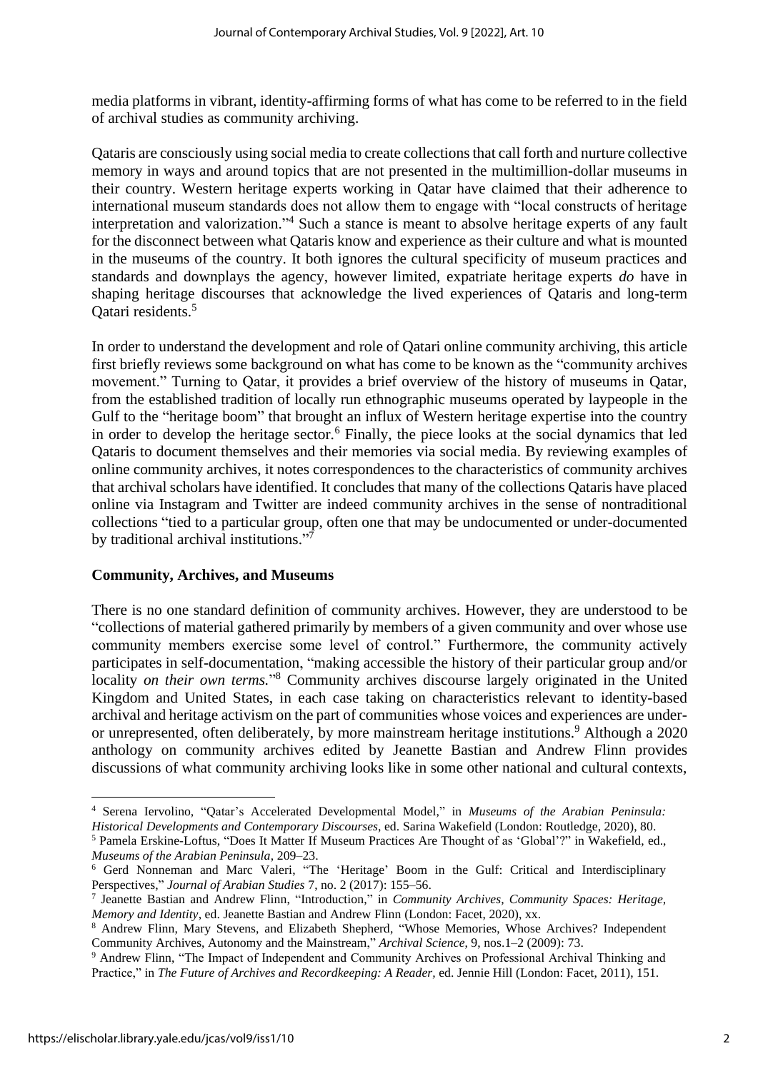media platforms in vibrant, identity-affirming forms of what has come to be referred to in the field of archival studies as community archiving.

Qataris are consciously using social media to create collections that call forth and nurture collective memory in ways and around topics that are not presented in the multimillion-dollar museums in their country. Western heritage experts working in Qatar have claimed that their adherence to international museum standards does not allow them to engage with "local constructs of heritage interpretation and valorization."[4] Such a stance is meant to absolve heritage experts of any fault for the disconnect between what Qataris know and experience as their culture and what is mounted in the museums of the country. It both ignores the cultural specificity of museum practices and standards and downplays the agency, however limited, expatriate heritage experts *do* have in shaping heritage discourses that acknowledge the lived experiences of Qataris and long-term Qatari residents.[5]

In order to understand the development and role of Qatari online community archiving, this article first briefly reviews some background on what has come to be known as the "community archives movement." Turning to Qatar, it provides a brief overview of the history of museums in Qatar, from the established tradition of locally run ethnographic museums operated by laypeople in the Gulf to the "heritage boom" that brought an influx of Western heritage expertise into the country in order to develop the heritage sector.[6] Finally, the piece looks at the social dynamics that led Qataris to document themselves and their memories via social media. By reviewing examples of online community archives, it notes correspondences to the characteristics of community archives that archival scholars have identified. It concludes that many of the collections Qataris have placed online via Instagram and Twitter are indeed community archives in the sense of nontraditional collections "tied to a particular group, often one that may be undocumented or under-documented by traditional archival institutions."[7]

**Community, Archives, and Museums**

There is no one standard definition of community archives. However, they are understood to be "collections of material gathered primarily by members of a given community and over whose use community members exercise some level of control." Furthermore, the community actively participates in self-documentation, "making accessible the history of their particular group and/or locality *on their own terms.*"[8] Community archives discourse largely originated in the United Kingdom and United States, in each case taking on characteristics relevant to identity-based archival and heritage activism on the part of communities whose voices and experiences are under- or unrepresented, often deliberately, by more mainstream heritage institutions.[9] Although a 2020 anthology on community archives edited by Jeanette Bastian and Andrew Flinn provides discussions of what community archiving looks like in some other national and cultural contexts,

---

[4] Serena Iervolino, "Qatar's Accelerated Developmental Model," in *Museums of the Arabian Peninsula: Historical Developments and Contemporary Discourses*, ed. Sarina Wakefield (London: Routledge, 2020), 80.

[5] Pamela Erskine-Loftus, "Does It Matter If Museum Practices Are Thought of as 'Global'?" in Wakefield, ed., *Museums of the Arabian Peninsula*, 209–23.

[6] Gerd Nonneman and Marc Valeri, "The 'Heritage' Boom in the Gulf: Critical and Interdisciplinary Perspectives," *Journal of Arabian Studies* 7, no. 2 (2017): 155–56.

[7] Jeanette Bastian and Andrew Flinn, "Introduction," in *Community Archives, Community Spaces: Heritage, Memory and Identity*, ed. Jeanette Bastian and Andrew Flinn (London: Facet, 2020), xx.

[8] Andrew Flinn, Mary Stevens, and Elizabeth Shepherd, "Whose Memories, Whose Archives? Independent Community Archives, Autonomy and the Mainstream," *Archival Science*, 9, nos.1–2 (2009): 73.

[9] Andrew Flinn, "The Impact of Independent and Community Archives on Professional Archival Thinking and Practice," in *The Future of Archives and Recordkeeping: A Reader*, ed. Jennie Hill (London: Facet, 2011), 151.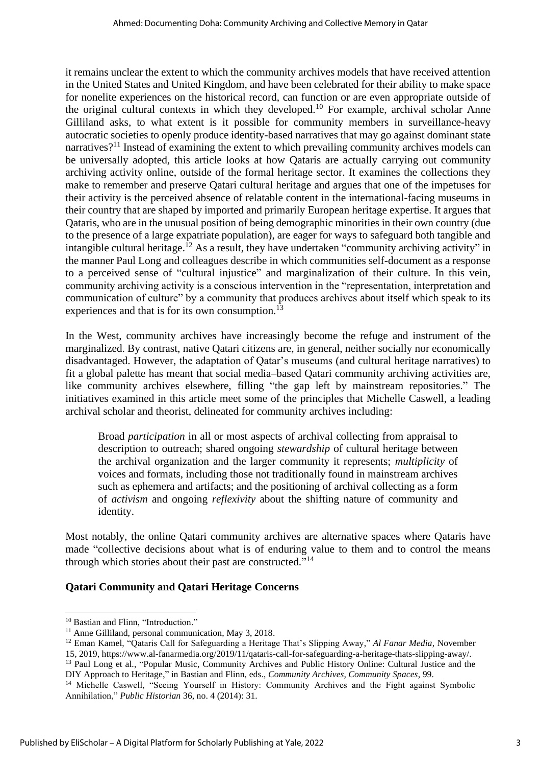it remains unclear the extent to which the community archives models that have received attention in the United States and United Kingdom, and have been celebrated for their ability to make space for nonelite experiences on the historical record, can function or are even appropriate outside of the original cultural contexts in which they developed.[10] For example, archival scholar Anne Gilliland asks, to what extent is it possible for community members in surveillance-heavy autocratic societies to openly produce identity-based narratives that may go against dominant state narratives?[11] Instead of examining the extent to which prevailing community archives models can be universally adopted, this article looks at how Qataris are actually carrying out community archiving activity online, outside of the formal heritage sector. It examines the collections they make to remember and preserve Qatari cultural heritage and argues that one of the impetuses for their activity is the perceived absence of relatable content in the international-facing museums in their country that are shaped by imported and primarily European heritage expertise. It argues that Qataris, who are in the unusual position of being demographic minorities in their own country (due to the presence of a large expatriate population), are eager for ways to safeguard both tangible and intangible cultural heritage.[12] As a result, they have undertaken "community archiving activity" in the manner Paul Long and colleagues describe in which communities self-document as a response to a perceived sense of "cultural injustice" and marginalization of their culture. In this vein, community archiving activity is a conscious intervention in the "representation, interpretation and communication of culture" by a community that produces archives about itself which speak to its experiences and that is for its own consumption.[13]

In the West, community archives have increasingly become the refuge and instrument of the marginalized. By contrast, native Qatari citizens are, in general, neither socially nor economically disadvantaged. However, the adaptation of Qatar's museums (and cultural heritage narratives) to fit a global palette has meant that social media–based Qatari community archiving activities are, like community archives elsewhere, filling "the gap left by mainstream repositories." The initiatives examined in this article meet some of the principles that Michelle Caswell, a leading archival scholar and theorist, delineated for community archives including:

> Broad *participation* in all or most aspects of archival collecting from appraisal to description to outreach; shared ongoing *stewardship* of cultural heritage between the archival organization and the larger community it represents; *multiplicity* of voices and formats, including those not traditionally found in mainstream archives such as ephemera and artifacts; and the positioning of archival collecting as a form of *activism* and ongoing *reflexivity* about the shifting nature of community and identity.

Most notably, the online Qatari community archives are alternative spaces where Qataris have made "collective decisions about what is of enduring value to them and to control the means through which stories about their past are constructed."[14]

## Qatari Community and Qatari Heritage Concerns

---

[10] Bastian and Flinn, "Introduction."

[11] Anne Gilliland, personal communication, May 3, 2018.

[12] Eman Kamel, "Qataris Call for Safeguarding a Heritage That's Slipping Away," *Al Fanar Media*, November 15, 2019, https://www.al-fanarmedia.org/2019/11/qataris-call-for-safeguarding-a-heritage-thats-slipping-away/.

[13] Paul Long et al., "Popular Music, Community Archives and Public History Online: Cultural Justice and the DIY Approach to Heritage," in Bastian and Flinn, eds., *Community Archives, Community Spaces*, 99.

[14] Michelle Caswell, "Seeing Yourself in History: Community Archives and the Fight against Symbolic Annihilation," *Public Historian* 36, no. 4 (2014): 31.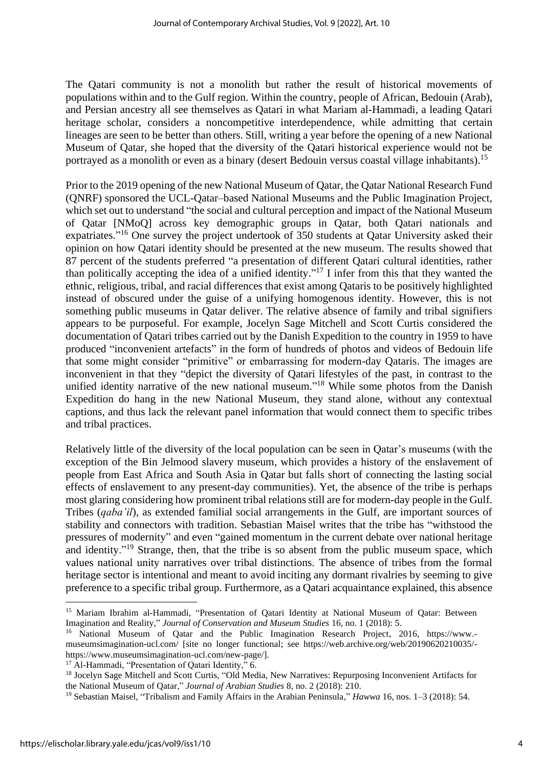The Qatari community is not a monolith but rather the result of historical movements of populations within and to the Gulf region. Within the country, people of African, Bedouin (Arab), and Persian ancestry all see themselves as Qatari in what Mariam al-Hammadi, a leading Qatari heritage scholar, considers a noncompetitive interdependence, while admitting that certain lineages are seen to be better than others. Still, writing a year before the opening of a new National Museum of Qatar, she hoped that the diversity of the Qatari historical experience would not be portrayed as a monolith or even as a binary (desert Bedouin versus coastal village inhabitants).[15]

Prior to the 2019 opening of the new National Museum of Qatar, the Qatar National Research Fund (QNRF) sponsored the UCL-Qatar–based National Museums and the Public Imagination Project, which set out to understand "the social and cultural perception and impact of the National Museum of Qatar [NMoQ] across key demographic groups in Qatar, both Qatari nationals and expatriates."[16] One survey the project undertook of 350 students at Qatar University asked their opinion on how Qatari identity should be presented at the new museum. The results showed that 87 percent of the students preferred "a presentation of different Qatari cultural identities, rather than politically accepting the idea of a unified identity."[17] I infer from this that they wanted the ethnic, religious, tribal, and racial differences that exist among Qataris to be positively highlighted instead of obscured under the guise of a unifying homogenous identity. However, this is not something public museums in Qatar deliver. The relative absence of family and tribal signifiers appears to be purposeful. For example, Jocelyn Sage Mitchell and Scott Curtis considered the documentation of Qatari tribes carried out by the Danish Expedition to the country in 1959 to have produced "inconvenient artefacts" in the form of hundreds of photos and videos of Bedouin life that some might consider "primitive" or embarrassing for modern-day Qataris. The images are inconvenient in that they "depict the diversity of Qatari lifestyles of the past, in contrast to the unified identity narrative of the new national museum."[18] While some photos from the Danish Expedition do hang in the new National Museum, they stand alone, without any contextual captions, and thus lack the relevant panel information that would connect them to specific tribes and tribal practices.

Relatively little of the diversity of the local population can be seen in Qatar's museums (with the exception of the Bin Jelmood slavery museum, which provides a history of the enslavement of people from East Africa and South Asia in Qatar but falls short of connecting the lasting social effects of enslavement to any present-day communities). Yet, the absence of the tribe is perhaps most glaring considering how prominent tribal relations still are for modern-day people in the Gulf. Tribes (*qaba'il*), as extended familial social arrangements in the Gulf, are important sources of stability and connectors with tradition. Sebastian Maisel writes that the tribe has "withstood the pressures of modernity" and even "gained momentum in the current debate over national heritage and identity."[19] Strange, then, that the tribe is so absent from the public museum space, which values national unity narratives over tribal distinctions. The absence of tribes from the formal heritage sector is intentional and meant to avoid inciting any dormant rivalries by seeming to give preference to a specific tribal group. Furthermore, as a Qatari acquaintance explained, this absence

---

[15] Mariam Ibrahim al-Hammadi, "Presentation of Qatari Identity at National Museum of Qatar: Between Imagination and Reality," *Journal of Conservation and Museum Studies* 16, no. 1 (2018): 5.

[16] National Museum of Qatar and the Public Imagination Research Project, 2016, https://www.-museumsimagination-ucl.com/ [site no longer functional; see https://web.archive.org/web/20190620210035/-https://www.museumsimagination-ucl.com/new-page/].

[17] Al-Hammadi, "Presentation of Qatari Identity," 6.

[18] Jocelyn Sage Mitchell and Scott Curtis, "Old Media, New Narratives: Repurposing Inconvenient Artifacts for the National Museum of Qatar," *Journal of Arabian Studies* 8, no. 2 (2018): 210.

[19] Sebastian Maisel, "Tribalism and Family Affairs in the Arabian Peninsula," *Hawwa* 16, nos. 1–3 (2018): 54.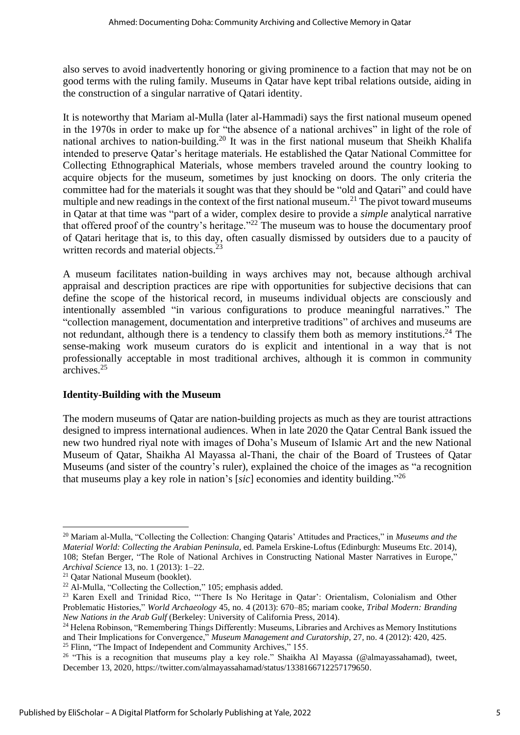also serves to avoid inadvertently honoring or giving prominence to a faction that may not be on good terms with the ruling family. Museums in Qatar have kept tribal relations outside, aiding in the construction of a singular narrative of Qatari identity.

It is noteworthy that Mariam al-Mulla (later al-Hammadi) says the first national museum opened in the 1970s in order to make up for "the absence of a national archives" in light of the role of national archives to nation-building.[20] It was in the first national museum that Sheikh Khalifa intended to preserve Qatar's heritage materials. He established the Qatar National Committee for Collecting Ethnographical Materials, whose members traveled around the country looking to acquire objects for the museum, sometimes by just knocking on doors. The only criteria the committee had for the materials it sought was that they should be "old and Qatari" and could have multiple and new readings in the context of the first national museum.[21] The pivot toward museums in Qatar at that time was "part of a wider, complex desire to provide a *simple* analytical narrative that offered proof of the country's heritage."[22] The museum was to house the documentary proof of Qatari heritage that is, to this day, often casually dismissed by outsiders due to a paucity of written records and material objects.[23]

A museum facilitates nation-building in ways archives may not, because although archival appraisal and description practices are ripe with opportunities for subjective decisions that can define the scope of the historical record, in museums individual objects are consciously and intentionally assembled "in various configurations to produce meaningful narratives." The "collection management, documentation and interpretive traditions" of archives and museums are not redundant, although there is a tendency to classify them both as memory institutions.[24] The sense-making work museum curators do is explicit and intentional in a way that is not professionally acceptable in most traditional archives, although it is common in community archives.[25]

**Identity-Building with the Museum**

The modern museums of Qatar are nation-building projects as much as they are tourist attractions designed to impress international audiences. When in late 2020 the Qatar Central Bank issued the new two hundred riyal note with images of Doha's Museum of Islamic Art and the new National Museum of Qatar, Shaikha Al Mayassa al-Thani, the chair of the Board of Trustees of Qatar Museums (and sister of the country's ruler), explained the choice of the images as "a recognition that museums play a key role in nation's [*sic*] economies and identity building."[26]

---

[20] Mariam al-Mulla, "Collecting the Collection: Changing Qataris' Attitudes and Practices," in *Museums and the Material World: Collecting the Arabian Peninsula*, ed. Pamela Erskine-Loftus (Edinburgh: Museums Etc. 2014), 108; Stefan Berger, "The Role of National Archives in Constructing National Master Narratives in Europe," *Archival Science* 13, no. 1 (2013): 1–22.

[21] Qatar National Museum (booklet).

[22] Al-Mulla, "Collecting the Collection," 105; emphasis added.

[23] Karen Exell and Trinidad Rico, "'There Is No Heritage in Qatar': Orientalism, Colonialism and Other Problematic Histories," *World Archaeology* 45, no. 4 (2013): 670–85; mariam cooke, *Tribal Modern: Branding New Nations in the Arab Gulf* (Berkeley: University of California Press, 2014).

[24] Helena Robinson, "Remembering Things Differently: Museums, Libraries and Archives as Memory Institutions and Their Implications for Convergence," *Museum Management and Curatorship*, 27, no. 4 (2012): 420, 425.

[25] Flinn, "The Impact of Independent and Community Archives," 155.

[26] "This is a recognition that museums play a key role." Shaikha Al Mayassa (@almayassahamad), tweet, December 13, 2020, https://twitter.com/almayassahamad/status/1338166712257179650.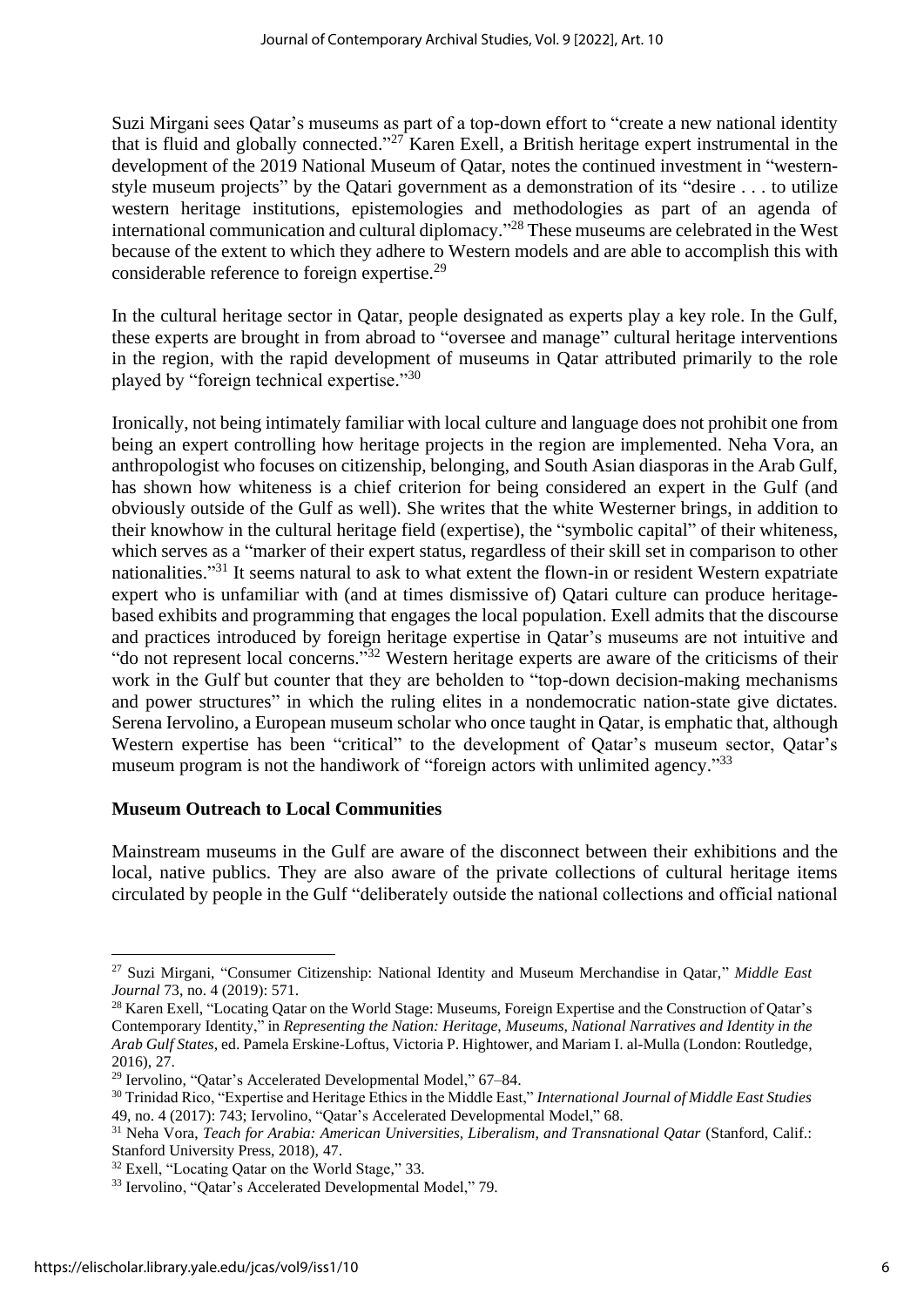Suzi Mirgani sees Qatar's museums as part of a top-down effort to "create a new national identity that is fluid and globally connected."[27] Karen Exell, a British heritage expert instrumental in the development of the 2019 National Museum of Qatar, notes the continued investment in "western-style museum projects" by the Qatari government as a demonstration of its "desire . . . to utilize western heritage institutions, epistemologies and methodologies as part of an agenda of international communication and cultural diplomacy."[28] These museums are celebrated in the West because of the extent to which they adhere to Western models and are able to accomplish this with considerable reference to foreign expertise.[29]

In the cultural heritage sector in Qatar, people designated as experts play a key role. In the Gulf, these experts are brought in from abroad to "oversee and manage" cultural heritage interventions in the region, with the rapid development of museums in Qatar attributed primarily to the role played by "foreign technical expertise."[30]

Ironically, not being intimately familiar with local culture and language does not prohibit one from being an expert controlling how heritage projects in the region are implemented. Neha Vora, an anthropologist who focuses on citizenship, belonging, and South Asian diasporas in the Arab Gulf, has shown how whiteness is a chief criterion for being considered an expert in the Gulf (and obviously outside of the Gulf as well). She writes that the white Westerner brings, in addition to their knowhow in the cultural heritage field (expertise), the "symbolic capital" of their whiteness, which serves as a "marker of their expert status, regardless of their skill set in comparison to other nationalities."[31] It seems natural to ask to what extent the flown-in or resident Western expatriate expert who is unfamiliar with (and at times dismissive of) Qatari culture can produce heritage-based exhibits and programming that engages the local population. Exell admits that the discourse and practices introduced by foreign heritage expertise in Qatar's museums are not intuitive and "do not represent local concerns."[32] Western heritage experts are aware of the criticisms of their work in the Gulf but counter that they are beholden to "top-down decision-making mechanisms and power structures" in which the ruling elites in a nondemocratic nation-state give dictates. Serena Iervolino, a European museum scholar who once taught in Qatar, is emphatic that, although Western expertise has been "critical" to the development of Qatar's museum sector, Qatar's museum program is not the handiwork of "foreign actors with unlimited agency."[33]

### Museum Outreach to Local Communities

Mainstream museums in the Gulf are aware of the disconnect between their exhibitions and the local, native publics. They are also aware of the private collections of cultural heritage items circulated by people in the Gulf "deliberately outside the national collections and official national

---

[27] Suzi Mirgani, "Consumer Citizenship: National Identity and Museum Merchandise in Qatar," *Middle East Journal* 73, no. 4 (2019): 571.

[28] Karen Exell, "Locating Qatar on the World Stage: Museums, Foreign Expertise and the Construction of Qatar's Contemporary Identity," in *Representing the Nation: Heritage, Museums, National Narratives and Identity in the Arab Gulf States*, ed. Pamela Erskine-Loftus, Victoria P. Hightower, and Mariam I. al-Mulla (London: Routledge, 2016), 27.

[29] Iervolino, "Qatar's Accelerated Developmental Model," 67–84.

[30] Trinidad Rico, "Expertise and Heritage Ethics in the Middle East," *International Journal of Middle East Studies* 49, no. 4 (2017): 743; Iervolino, "Qatar's Accelerated Developmental Model," 68.

[31] Neha Vora, *Teach for Arabia: American Universities, Liberalism, and Transnational Qatar* (Stanford, Calif.: Stanford University Press, 2018), 47.

[32] Exell, "Locating Qatar on the World Stage," 33.

[33] Iervolino, "Qatar's Accelerated Developmental Model," 79.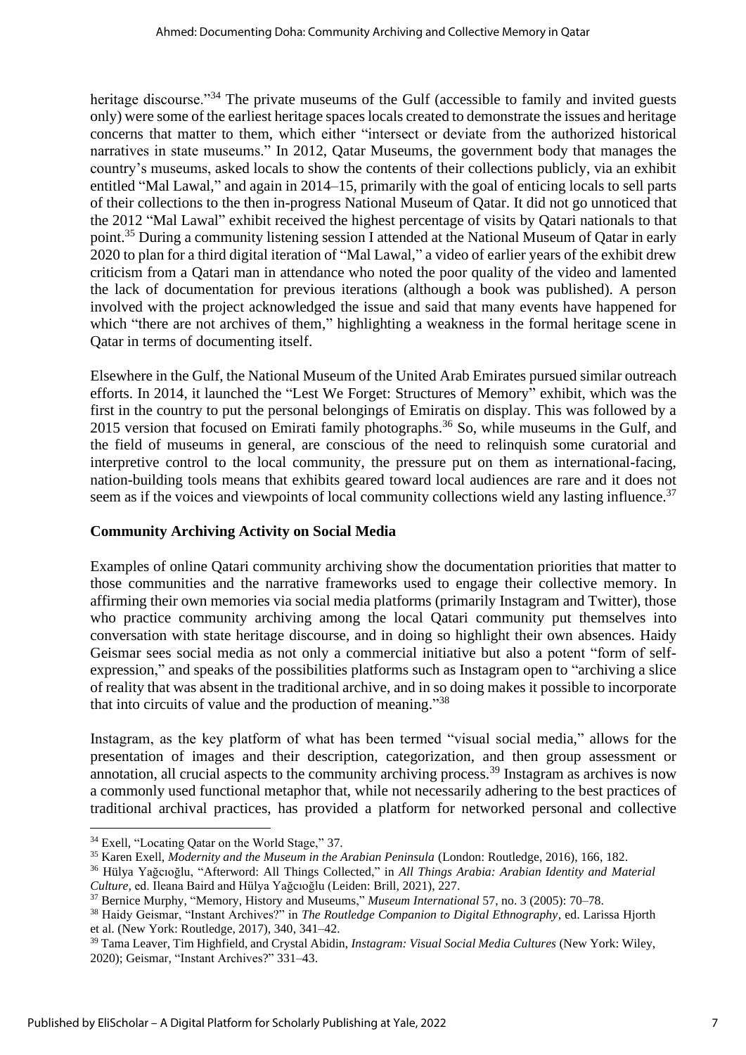heritage discourse."[34] The private museums of the Gulf (accessible to family and invited guests only) were some of the earliest heritage spaces locals created to demonstrate the issues and heritage concerns that matter to them, which either "intersect or deviate from the authorized historical narratives in state museums." In 2012, Qatar Museums, the government body that manages the country's museums, asked locals to show the contents of their collections publicly, via an exhibit entitled "Mal Lawal," and again in 2014–15, primarily with the goal of enticing locals to sell parts of their collections to the then in-progress National Museum of Qatar. It did not go unnoticed that the 2012 "Mal Lawal" exhibit received the highest percentage of visits by Qatari nationals to that point.[35] During a community listening session I attended at the National Museum of Qatar in early 2020 to plan for a third digital iteration of "Mal Lawal," a video of earlier years of the exhibit drew criticism from a Qatari man in attendance who noted the poor quality of the video and lamented the lack of documentation for previous iterations (although a book was published). A person involved with the project acknowledged the issue and said that many events have happened for which "there are not archives of them," highlighting a weakness in the formal heritage scene in Qatar in terms of documenting itself.

Elsewhere in the Gulf, the National Museum of the United Arab Emirates pursued similar outreach efforts. In 2014, it launched the "Lest We Forget: Structures of Memory" exhibit, which was the first in the country to put the personal belongings of Emiratis on display. This was followed by a 2015 version that focused on Emirati family photographs.[36] So, while museums in the Gulf, and the field of museums in general, are conscious of the need to relinquish some curatorial and interpretive control to the local community, the pressure put on them as international-facing, nation-building tools means that exhibits geared toward local audiences are rare and it does not seem as if the voices and viewpoints of local community collections wield any lasting influence.[37]

**Community Archiving Activity on Social Media**

Examples of online Qatari community archiving show the documentation priorities that matter to those communities and the narrative frameworks used to engage their collective memory. In affirming their own memories via social media platforms (primarily Instagram and Twitter), those who practice community archiving among the local Qatari community put themselves into conversation with state heritage discourse, and in doing so highlight their own absences. Haidy Geismar sees social media as not only a commercial initiative but also a potent "form of self-expression," and speaks of the possibilities platforms such as Instagram open to "archiving a slice of reality that was absent in the traditional archive, and in so doing makes it possible to incorporate that into circuits of value and the production of meaning."[38]

Instagram, as the key platform of what has been termed "visual social media," allows for the presentation of images and their description, categorization, and then group assessment or annotation, all crucial aspects to the community archiving process.[39] Instagram as archives is now a commonly used functional metaphor that, while not necessarily adhering to the best practices of traditional archival practices, has provided a platform for networked personal and collective

---

[34] Exell, "Locating Qatar on the World Stage," 37.

[35] Karen Exell, *Modernity and the Museum in the Arabian Peninsula* (London: Routledge, 2016), 166, 182.

[36] Hülya Yağcıoğlu, "Afterword: All Things Collected," in *All Things Arabia: Arabian Identity and Material Culture*, ed. Ileana Baird and Hülya Yağcıoğlu (Leiden: Brill, 2021), 227.

[37] Bernice Murphy, "Memory, History and Museums," *Museum International* 57, no. 3 (2005): 70–78.

[38] Haidy Geismar, "Instant Archives?" in *The Routledge Companion to Digital Ethnography*, ed. Larissa Hjorth et al. (New York: Routledge, 2017), 340, 341–42.

[39] Tama Leaver, Tim Highfield, and Crystal Abidin, *Instagram: Visual Social Media Cultures* (New York: Wiley, 2020); Geismar, "Instant Archives?" 331–43.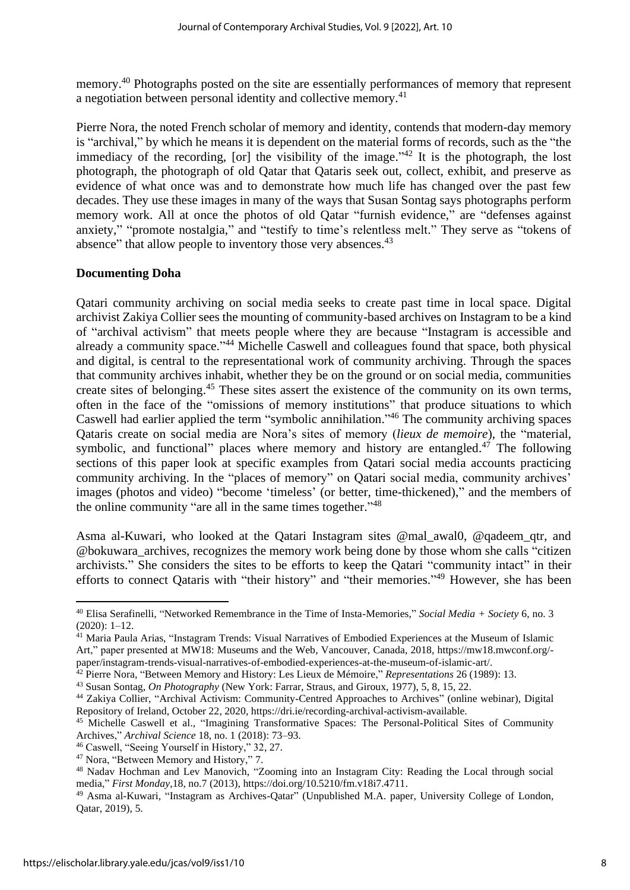memory.[40] Photographs posted on the site are essentially performances of memory that represent a negotiation between personal identity and collective memory.[41]

Pierre Nora, the noted French scholar of memory and identity, contends that modern-day memory is "archival," by which he means it is dependent on the material forms of records, such as the "the immediacy of the recording, [or] the visibility of the image."[42] It is the photograph, the lost photograph, the photograph of old Qatar that Qataris seek out, collect, exhibit, and preserve as evidence of what once was and to demonstrate how much life has changed over the past few decades. They use these images in many of the ways that Susan Sontag says photographs perform memory work. All at once the photos of old Qatar "furnish evidence," are "defenses against anxiety," "promote nostalgia," and "testify to time's relentless melt." They serve as "tokens of absence" that allow people to inventory those very absences.[43]

## Documenting Doha

Qatari community archiving on social media seeks to create past time in local space. Digital archivist Zakiya Collier sees the mounting of community-based archives on Instagram to be a kind of "archival activism" that meets people where they are because "Instagram is accessible and already a community space."[44] Michelle Caswell and colleagues found that space, both physical and digital, is central to the representational work of community archiving. Through the spaces that community archives inhabit, whether they be on the ground or on social media, communities create sites of belonging.[45] These sites assert the existence of the community on its own terms, often in the face of the "omissions of memory institutions" that produce situations to which Caswell had earlier applied the term "symbolic annihilation."[46] The community archiving spaces Qataris create on social media are Nora's sites of memory (*lieux de memoire*), the "material, symbolic, and functional" places where memory and history are entangled.[47] The following sections of this paper look at specific examples from Qatari social media accounts practicing community archiving. In the "places of memory" on Qatari social media, community archives' images (photos and video) "become 'timeless' (or better, time-thickened)," and the members of the online community "are all in the same times together."[48]

Asma al-Kuwari, who looked at the Qatari Instagram sites @mal_awal0, @qadeem_qtr, and @bokuwara_archives, recognizes the memory work being done by those whom she calls "citizen archivists." She considers the sites to be efforts to keep the Qatari "community intact" in their efforts to connect Qataris with "their history" and "their memories."[49] However, she has been

---

[40] Elisa Serafinelli, "Networked Remembrance in the Time of Insta-Memories," *Social Media + Society* 6, no. 3 (2020): 1–12.

[41] Maria Paula Arias, "Instagram Trends: Visual Narratives of Embodied Experiences at the Museum of Islamic Art," paper presented at MW18: Museums and the Web, Vancouver, Canada, 2018, https://mw18.mwconf.org/-paper/instagram-trends-visual-narratives-of-embodied-experiences-at-the-museum-of-islamic-art/.

[42] Pierre Nora, "Between Memory and History: Les Lieux de Mémoire," *Representations* 26 (1989): 13.

[43] Susan Sontag, *On Photography* (New York: Farrar, Straus, and Giroux, 1977), 5, 8, 15, 22.

[44] Zakiya Collier, "Archival Activism: Community-Centred Approaches to Archives" (online webinar), Digital Repository of Ireland, October 22, 2020, https://dri.ie/recording-archival-activism-available.

[45] Michelle Caswell et al., "Imagining Transformative Spaces: The Personal-Political Sites of Community Archives," *Archival Science* 18, no. 1 (2018): 73–93.

[46] Caswell, "Seeing Yourself in History," 32, 27.

[47] Nora, "Between Memory and History," 7.

[48] Nadav Hochman and Lev Manovich, "Zooming into an Instagram City: Reading the Local through social media," *First Monday*,18, no.7 (2013), https://doi.org/10.5210/fm.v18i7.4711.

[49] Asma al-Kuwari, "Instagram as Archives-Qatar" (Unpublished M.A. paper, University College of London, Qatar, 2019), 5.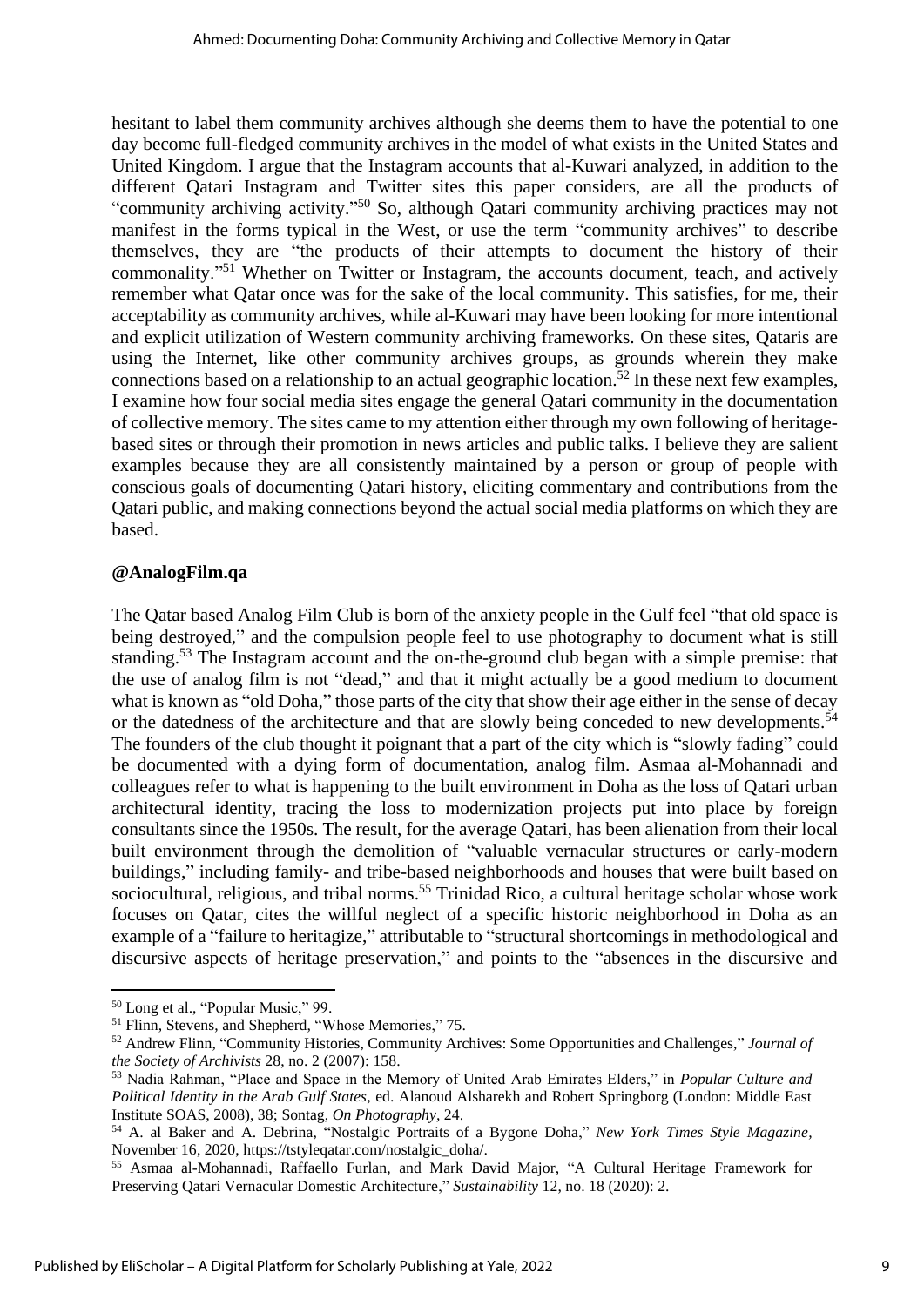hesitant to label them community archives although she deems them to have the potential to one day become full-fledged community archives in the model of what exists in the United States and United Kingdom. I argue that the Instagram accounts that al-Kuwari analyzed, in addition to the different Qatari Instagram and Twitter sites this paper considers, are all the products of "community archiving activity."[50] So, although Qatari community archiving practices may not manifest in the forms typical in the West, or use the term "community archives" to describe themselves, they are "the products of their attempts to document the history of their commonality."[51] Whether on Twitter or Instagram, the accounts document, teach, and actively remember what Qatar once was for the sake of the local community. This satisfies, for me, their acceptability as community archives, while al-Kuwari may have been looking for more intentional and explicit utilization of Western community archiving frameworks. On these sites, Qataris are using the Internet, like other community archives groups, as grounds wherein they make connections based on a relationship to an actual geographic location.[52] In these next few examples, I examine how four social media sites engage the general Qatari community in the documentation of collective memory. The sites came to my attention either through my own following of heritage-based sites or through their promotion in news articles and public talks. I believe they are salient examples because they are all consistently maintained by a person or group of people with conscious goals of documenting Qatari history, eliciting commentary and contributions from the Qatari public, and making connections beyond the actual social media platforms on which they are based.

**@AnalogFilm.qa**

The Qatar based Analog Film Club is born of the anxiety people in the Gulf feel "that old space is being destroyed," and the compulsion people feel to use photography to document what is still standing.[53] The Instagram account and the on-the-ground club began with a simple premise: that the use of analog film is not "dead," and that it might actually be a good medium to document what is known as "old Doha," those parts of the city that show their age either in the sense of decay or the datedness of the architecture and that are slowly being conceded to new developments.[54] The founders of the club thought it poignant that a part of the city which is "slowly fading" could be documented with a dying form of documentation, analog film. Asmaa al-Mohannadi and colleagues refer to what is happening to the built environment in Doha as the loss of Qatari urban architectural identity, tracing the loss to modernization projects put into place by foreign consultants since the 1950s. The result, for the average Qatari, has been alienation from their local built environment through the demolition of "valuable vernacular structures or early-modern buildings," including family- and tribe-based neighborhoods and houses that were built based on sociocultural, religious, and tribal norms.[55] Trinidad Rico, a cultural heritage scholar whose work focuses on Qatar, cites the willful neglect of a specific historic neighborhood in Doha as an example of a "failure to heritagize," attributable to "structural shortcomings in methodological and discursive aspects of heritage preservation," and points to the "absences in the discursive and

---

[50] Long et al., "Popular Music," 99.

[51] Flinn, Stevens, and Shepherd, "Whose Memories," 75.

[52] Andrew Flinn, "Community Histories, Community Archives: Some Opportunities and Challenges," *Journal of the Society of Archivists* 28, no. 2 (2007): 158.

[53] Nadia Rahman, "Place and Space in the Memory of United Arab Emirates Elders," in *Popular Culture and Political Identity in the Arab Gulf States*, ed. Alanoud Alsharekh and Robert Springborg (London: Middle East Institute SOAS, 2008), 38; Sontag, *On Photography*, 24.

[54] A. al Baker and A. Debrina, "Nostalgic Portraits of a Bygone Doha," *New York Times Style Magazine*, November 16, 2020, https://tstyleqatar.com/nostalgic_doha/.

[55] Asmaa al-Mohannadi, Raffaello Furlan, and Mark David Major, "A Cultural Heritage Framework for Preserving Qatari Vernacular Domestic Architecture," *Sustainability* 12, no. 18 (2020): 2.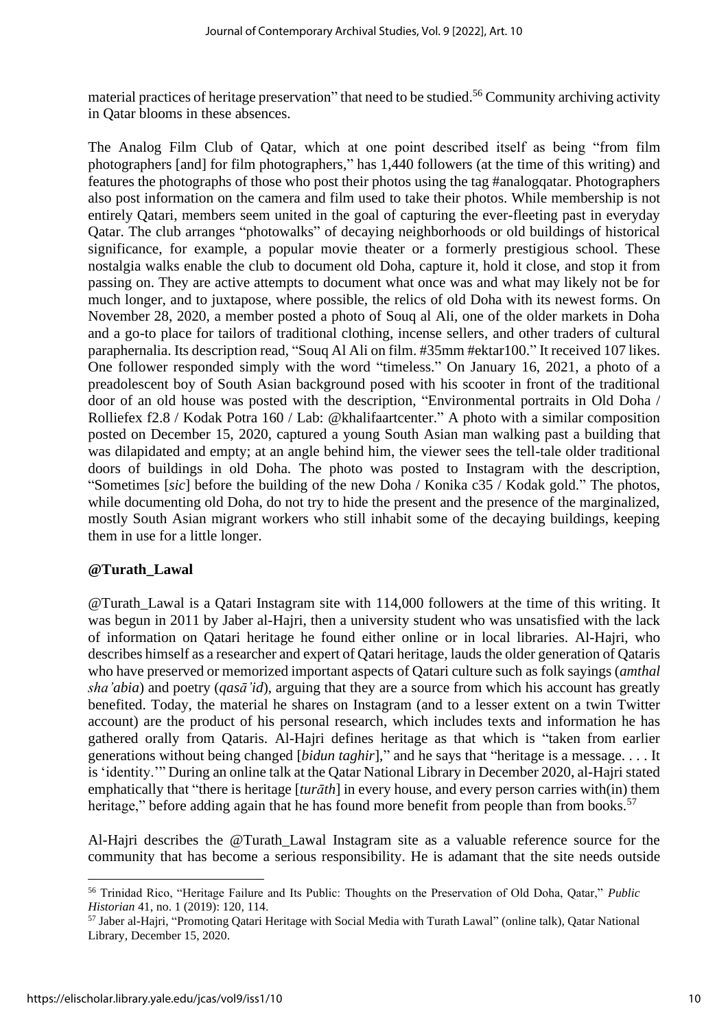material practices of heritage preservation" that need to be studied.[56] Community archiving activity in Qatar blooms in these absences.

The Analog Film Club of Qatar, which at one point described itself as being "from film photographers [and] for film photographers," has 1,440 followers (at the time of this writing) and features the photographs of those who post their photos using the tag #analogqatar. Photographers also post information on the camera and film used to take their photos. While membership is not entirely Qatari, members seem united in the goal of capturing the ever-fleeting past in everyday Qatar. The club arranges "photowalks" of decaying neighborhoods or old buildings of historical significance, for example, a popular movie theater or a formerly prestigious school. These nostalgia walks enable the club to document old Doha, capture it, hold it close, and stop it from passing on. They are active attempts to document what once was and what may likely not be for much longer, and to juxtapose, where possible, the relics of old Doha with its newest forms. On November 28, 2020, a member posted a photo of Souq al Ali, one of the older markets in Doha and a go-to place for tailors of traditional clothing, incense sellers, and other traders of cultural paraphernalia. Its description read, "Souq Al Ali on film. #35mm #ektar100." It received 107 likes. One follower responded simply with the word "timeless." On January 16, 2021, a photo of a preadolescent boy of South Asian background posed with his scooter in front of the traditional door of an old house was posted with the description, "Environmental portraits in Old Doha / Rolliefex f2.8 / Kodak Potra 160 / Lab: @khalifaartcenter." A photo with a similar composition posted on December 15, 2020, captured a young South Asian man walking past a building that was dilapidated and empty; at an angle behind him, the viewer sees the tell-tale older traditional doors of buildings in old Doha. The photo was posted to Instagram with the description, "Sometimes [*sic*] before the building of the new Doha / Konika c35 / Kodak gold." The photos, while documenting old Doha, do not try to hide the present and the presence of the marginalized, mostly South Asian migrant workers who still inhabit some of the decaying buildings, keeping them in use for a little longer.

## @Turath_Lawal

@Turath_Lawal is a Qatari Instagram site with 114,000 followers at the time of this writing. It was begun in 2011 by Jaber al-Hajri, then a university student who was unsatisfied with the lack of information on Qatari heritage he found either online or in local libraries. Al-Hajri, who describes himself as a researcher and expert of Qatari heritage, lauds the older generation of Qataris who have preserved or memorized important aspects of Qatari culture such as folk sayings (*amthal sha'abia*) and poetry (*qasā'id*), arguing that they are a source from which his account has greatly benefited. Today, the material he shares on Instagram (and to a lesser extent on a twin Twitter account) are the product of his personal research, which includes texts and information he has gathered orally from Qataris. Al-Hajri defines heritage as that which is "taken from earlier generations without being changed [*bidun taghir*]," and he says that "heritage is a message. . . . It is 'identity.'" During an online talk at the Qatar National Library in December 2020, al-Hajri stated emphatically that "there is heritage [*turāth*] in every house, and every person carries with(in) them heritage," before adding again that he has found more benefit from people than from books.[57]

Al-Hajri describes the @Turath_Lawal Instagram site as a valuable reference source for the community that has become a serious responsibility. He is adamant that the site needs outside

---

[56] Trinidad Rico, "Heritage Failure and Its Public: Thoughts on the Preservation of Old Doha, Qatar," *Public Historian* 41, no. 1 (2019): 120, 114.

[57] Jaber al-Hajri, "Promoting Qatari Heritage with Social Media with Turath Lawal" (online talk), Qatar National Library, December 15, 2020.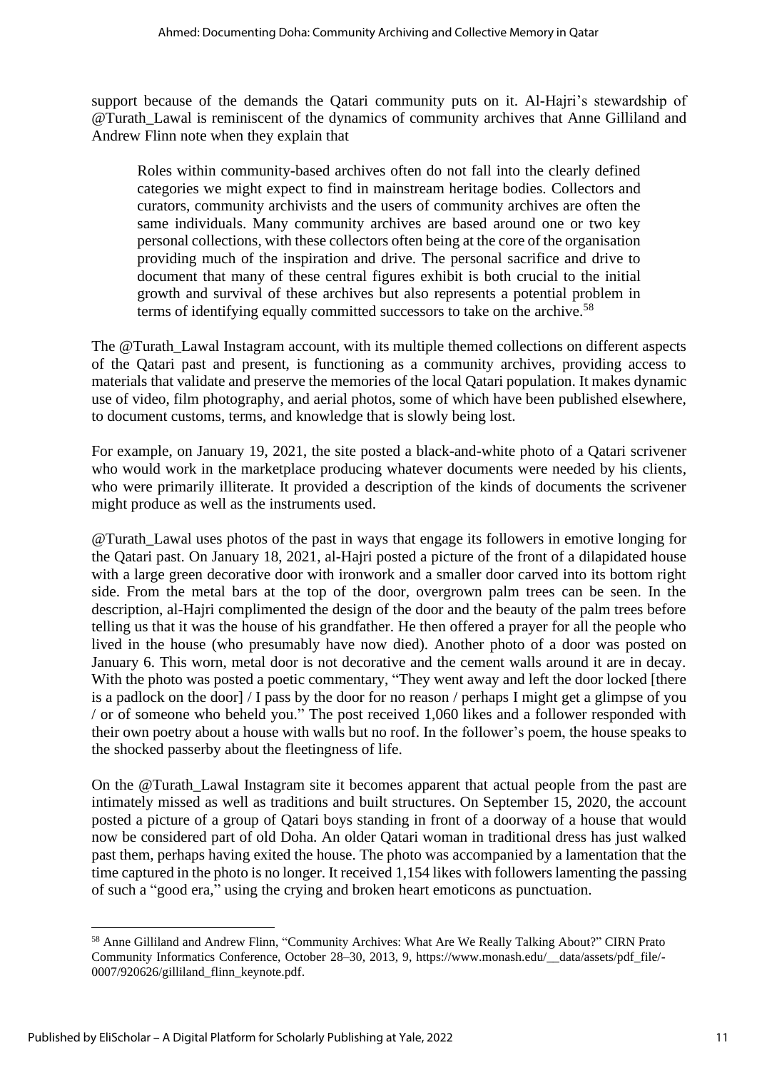support because of the demands the Qatari community puts on it. Al-Hajri's stewardship of @Turath_Lawal is reminiscent of the dynamics of community archives that Anne Gilliland and Andrew Flinn note when they explain that

> Roles within community-based archives often do not fall into the clearly defined categories we might expect to find in mainstream heritage bodies. Collectors and curators, community archivists and the users of community archives are often the same individuals. Many community archives are based around one or two key personal collections, with these collectors often being at the core of the organisation providing much of the inspiration and drive. The personal sacrifice and drive to document that many of these central figures exhibit is both crucial to the initial growth and survival of these archives but also represents a potential problem in terms of identifying equally committed successors to take on the archive.[58]

The @Turath_Lawal Instagram account, with its multiple themed collections on different aspects of the Qatari past and present, is functioning as a community archives, providing access to materials that validate and preserve the memories of the local Qatari population. It makes dynamic use of video, film photography, and aerial photos, some of which have been published elsewhere, to document customs, terms, and knowledge that is slowly being lost.

For example, on January 19, 2021, the site posted a black-and-white photo of a Qatari scrivener who would work in the marketplace producing whatever documents were needed by his clients, who were primarily illiterate. It provided a description of the kinds of documents the scrivener might produce as well as the instruments used.

@Turath_Lawal uses photos of the past in ways that engage its followers in emotive longing for the Qatari past. On January 18, 2021, al-Hajri posted a picture of the front of a dilapidated house with a large green decorative door with ironwork and a smaller door carved into its bottom right side. From the metal bars at the top of the door, overgrown palm trees can be seen. In the description, al-Hajri complimented the design of the door and the beauty of the palm trees before telling us that it was the house of his grandfather. He then offered a prayer for all the people who lived in the house (who presumably have now died). Another photo of a door was posted on January 6. This worn, metal door is not decorative and the cement walls around it are in decay. With the photo was posted a poetic commentary, "They went away and left the door locked [there is a padlock on the door] / I pass by the door for no reason / perhaps I might get a glimpse of you / or of someone who beheld you." The post received 1,060 likes and a follower responded with their own poetry about a house with walls but no roof. In the follower's poem, the house speaks to the shocked passerby about the fleetingness of life.

On the @Turath_Lawal Instagram site it becomes apparent that actual people from the past are intimately missed as well as traditions and built structures. On September 15, 2020, the account posted a picture of a group of Qatari boys standing in front of a doorway of a house that would now be considered part of old Doha. An older Qatari woman in traditional dress has just walked past them, perhaps having exited the house. The photo was accompanied by a lamentation that the time captured in the photo is no longer. It received 1,154 likes with followers lamenting the passing of such a "good era," using the crying and broken heart emoticons as punctuation.

---

[58] Anne Gilliland and Andrew Flinn, "Community Archives: What Are We Really Talking About?" CIRN Prato Community Informatics Conference, October 28–30, 2013, 9, https://www.monash.edu/__data/assets/pdf_file/-0007/920626/gilliland_flinn_keynote.pdf.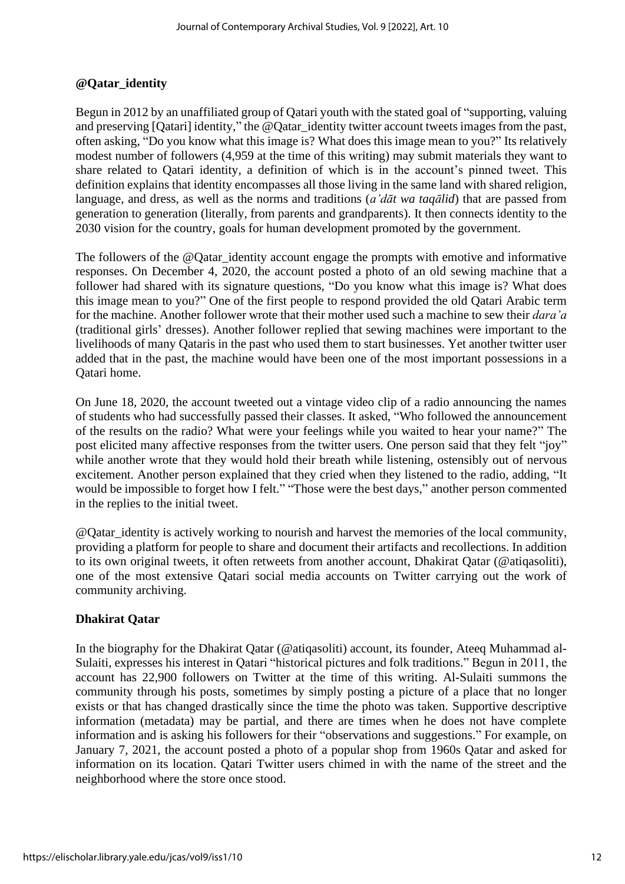### @Qatar_identity

Begun in 2012 by an unaffiliated group of Qatari youth with the stated goal of "supporting, valuing and preserving [Qatari] identity," the @Qatar_identity twitter account tweets images from the past, often asking, "Do you know what this image is? What does this image mean to you?" Its relatively modest number of followers (4,959 at the time of this writing) may submit materials they want to share related to Qatari identity, a definition of which is in the account's pinned tweet. This definition explains that identity encompasses all those living in the same land with shared religion, language, and dress, as well as the norms and traditions (*a'dāt wa taqālid*) that are passed from generation to generation (literally, from parents and grandparents). It then connects identity to the 2030 vision for the country, goals for human development promoted by the government.

The followers of the @Qatar_identity account engage the prompts with emotive and informative responses. On December 4, 2020, the account posted a photo of an old sewing machine that a follower had shared with its signature questions, "Do you know what this image is? What does this image mean to you?" One of the first people to respond provided the old Qatari Arabic term for the machine. Another follower wrote that their mother used such a machine to sew their *dara'a* (traditional girls' dresses). Another follower replied that sewing machines were important to the livelihoods of many Qataris in the past who used them to start businesses. Yet another twitter user added that in the past, the machine would have been one of the most important possessions in a Qatari home.

On June 18, 2020, the account tweeted out a vintage video clip of a radio announcing the names of students who had successfully passed their classes. It asked, "Who followed the announcement of the results on the radio? What were your feelings while you waited to hear your name?" The post elicited many affective responses from the twitter users. One person said that they felt "joy" while another wrote that they would hold their breath while listening, ostensibly out of nervous excitement. Another person explained that they cried when they listened to the radio, adding, "It would be impossible to forget how I felt." "Those were the best days," another person commented in the replies to the initial tweet.

@Qatar_identity is actively working to nourish and harvest the memories of the local community, providing a platform for people to share and document their artifacts and recollections. In addition to its own original tweets, it often retweets from another account, Dhakirat Qatar (@atiqasoliti), one of the most extensive Qatari social media accounts on Twitter carrying out the work of community archiving.

### Dhakirat Qatar

In the biography for the Dhakirat Qatar (@atiqasoliti) account, its founder, Ateeq Muhammad al-Sulaiti, expresses his interest in Qatari "historical pictures and folk traditions." Begun in 2011, the account has 22,900 followers on Twitter at the time of this writing. Al-Sulaiti summons the community through his posts, sometimes by simply posting a picture of a place that no longer exists or that has changed drastically since the time the photo was taken. Supportive descriptive information (metadata) may be partial, and there are times when he does not have complete information and is asking his followers for their "observations and suggestions." For example, on January 7, 2021, the account posted a photo of a popular shop from 1960s Qatar and asked for information on its location. Qatari Twitter users chimed in with the name of the street and the neighborhood where the store once stood.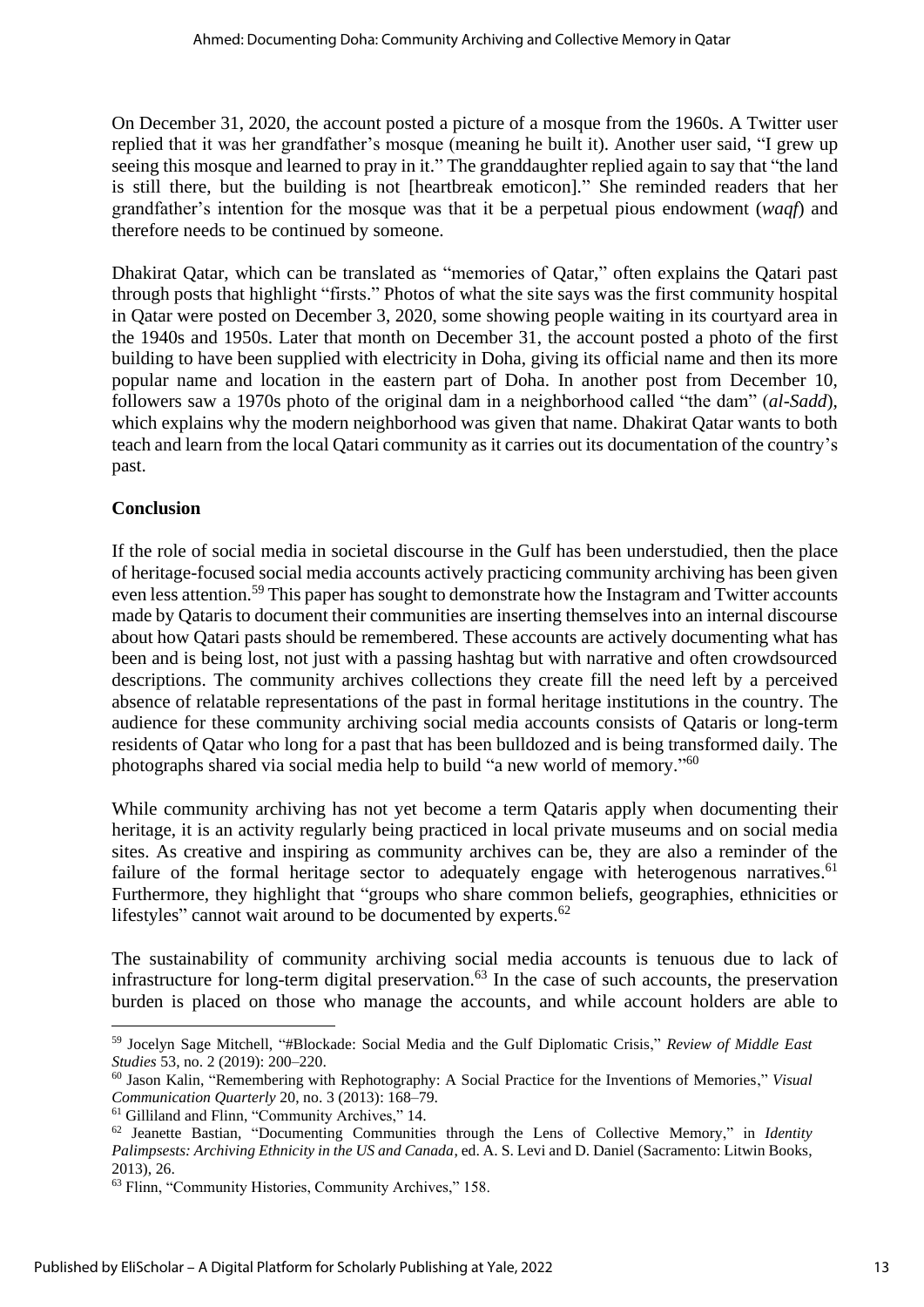On December 31, 2020, the account posted a picture of a mosque from the 1960s. A Twitter user replied that it was her grandfather's mosque (meaning he built it). Another user said, "I grew up seeing this mosque and learned to pray in it." The granddaughter replied again to say that "the land is still there, but the building is not [heartbreak emoticon]." She reminded readers that her grandfather's intention for the mosque was that it be a perpetual pious endowment (*waqf*) and therefore needs to be continued by someone.

Dhakirat Qatar, which can be translated as "memories of Qatar," often explains the Qatari past through posts that highlight "firsts." Photos of what the site says was the first community hospital in Qatar were posted on December 3, 2020, some showing people waiting in its courtyard area in the 1940s and 1950s. Later that month on December 31, the account posted a photo of the first building to have been supplied with electricity in Doha, giving its official name and then its more popular name and location in the eastern part of Doha. In another post from December 10, followers saw a 1970s photo of the original dam in a neighborhood called "the dam" (*al-Sadd*), which explains why the modern neighborhood was given that name. Dhakirat Qatar wants to both teach and learn from the local Qatari community as it carries out its documentation of the country's past.

**Conclusion**

If the role of social media in societal discourse in the Gulf has been understudied, then the place of heritage-focused social media accounts actively practicing community archiving has been given even less attention.[59] This paper has sought to demonstrate how the Instagram and Twitter accounts made by Qataris to document their communities are inserting themselves into an internal discourse about how Qatari pasts should be remembered. These accounts are actively documenting what has been and is being lost, not just with a passing hashtag but with narrative and often crowdsourced descriptions. The community archives collections they create fill the need left by a perceived absence of relatable representations of the past in formal heritage institutions in the country. The audience for these community archiving social media accounts consists of Qataris or long-term residents of Qatar who long for a past that has been bulldozed and is being transformed daily. The photographs shared via social media help to build "a new world of memory."[60]

While community archiving has not yet become a term Qataris apply when documenting their heritage, it is an activity regularly being practiced in local private museums and on social media sites. As creative and inspiring as community archives can be, they are also a reminder of the failure of the formal heritage sector to adequately engage with heterogenous narratives.[61] Furthermore, they highlight that "groups who share common beliefs, geographies, ethnicities or lifestyles" cannot wait around to be documented by experts.[62]

The sustainability of community archiving social media accounts is tenuous due to lack of infrastructure for long-term digital preservation.[63] In the case of such accounts, the preservation burden is placed on those who manage the accounts, and while account holders are able to

---

[59] Jocelyn Sage Mitchell, "#Blockade: Social Media and the Gulf Diplomatic Crisis," *Review of Middle East Studies* 53, no. 2 (2019): 200–220.

[60] Jason Kalin, "Remembering with Rephotography: A Social Practice for the Inventions of Memories," *Visual Communication Quarterly* 20, no. 3 (2013): 168–79.

[61] Gilliland and Flinn, "Community Archives," 14.

[62] Jeanette Bastian, "Documenting Communities through the Lens of Collective Memory," in *Identity Palimpsests: Archiving Ethnicity in the US and Canada*, ed. A. S. Levi and D. Daniel (Sacramento: Litwin Books, 2013), 26.

[63] Flinn, "Community Histories, Community Archives," 158.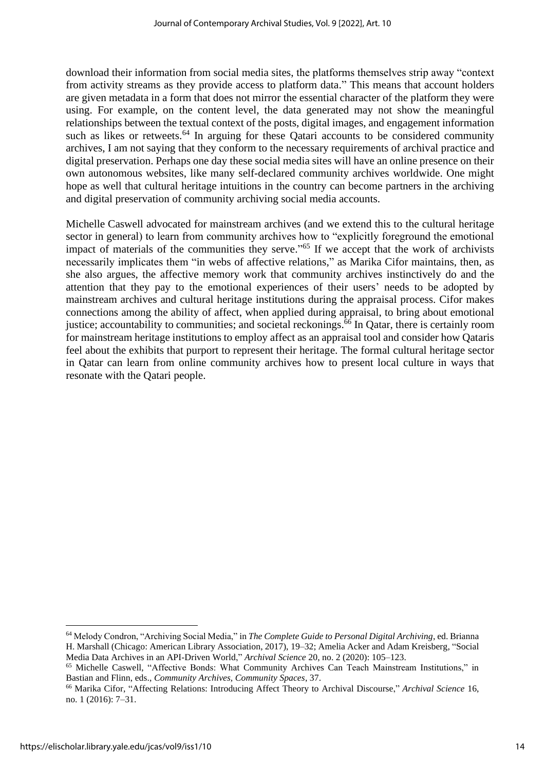download their information from social media sites, the platforms themselves strip away "context from activity streams as they provide access to platform data." This means that account holders are given metadata in a form that does not mirror the essential character of the platform they were using. For example, on the content level, the data generated may not show the meaningful relationships between the textual context of the posts, digital images, and engagement information such as likes or retweets.[64] In arguing for these Qatari accounts to be considered community archives, I am not saying that they conform to the necessary requirements of archival practice and digital preservation. Perhaps one day these social media sites will have an online presence on their own autonomous websites, like many self-declared community archives worldwide. One might hope as well that cultural heritage intuitions in the country can become partners in the archiving and digital preservation of community archiving social media accounts.

Michelle Caswell advocated for mainstream archives (and we extend this to the cultural heritage sector in general) to learn from community archives how to "explicitly foreground the emotional impact of materials of the communities they serve."[65] If we accept that the work of archivists necessarily implicates them "in webs of affective relations," as Marika Cifor maintains, then, as she also argues, the affective memory work that community archives instinctively do and the attention that they pay to the emotional experiences of their users' needs to be adopted by mainstream archives and cultural heritage institutions during the appraisal process. Cifor makes connections among the ability of affect, when applied during appraisal, to bring about emotional justice; accountability to communities; and societal reckonings.[66] In Qatar, there is certainly room for mainstream heritage institutions to employ affect as an appraisal tool and consider how Qataris feel about the exhibits that purport to represent their heritage. The formal cultural heritage sector in Qatar can learn from online community archives how to present local culture in ways that resonate with the Qatari people.

---

[64] Melody Condron, "Archiving Social Media," in *The Complete Guide to Personal Digital Archiving*, ed. Brianna H. Marshall (Chicago: American Library Association, 2017), 19–32; Amelia Acker and Adam Kreisberg, "Social Media Data Archives in an API-Driven World," *Archival Science* 20, no. 2 (2020): 105–123.

[65] Michelle Caswell, "Affective Bonds: What Community Archives Can Teach Mainstream Institutions," in Bastian and Flinn, eds., *Community Archives, Community Spaces*, 37.

[66] Marika Cifor, "Affecting Relations: Introducing Affect Theory to Archival Discourse," *Archival Science* 16, no. 1 (2016): 7–31.